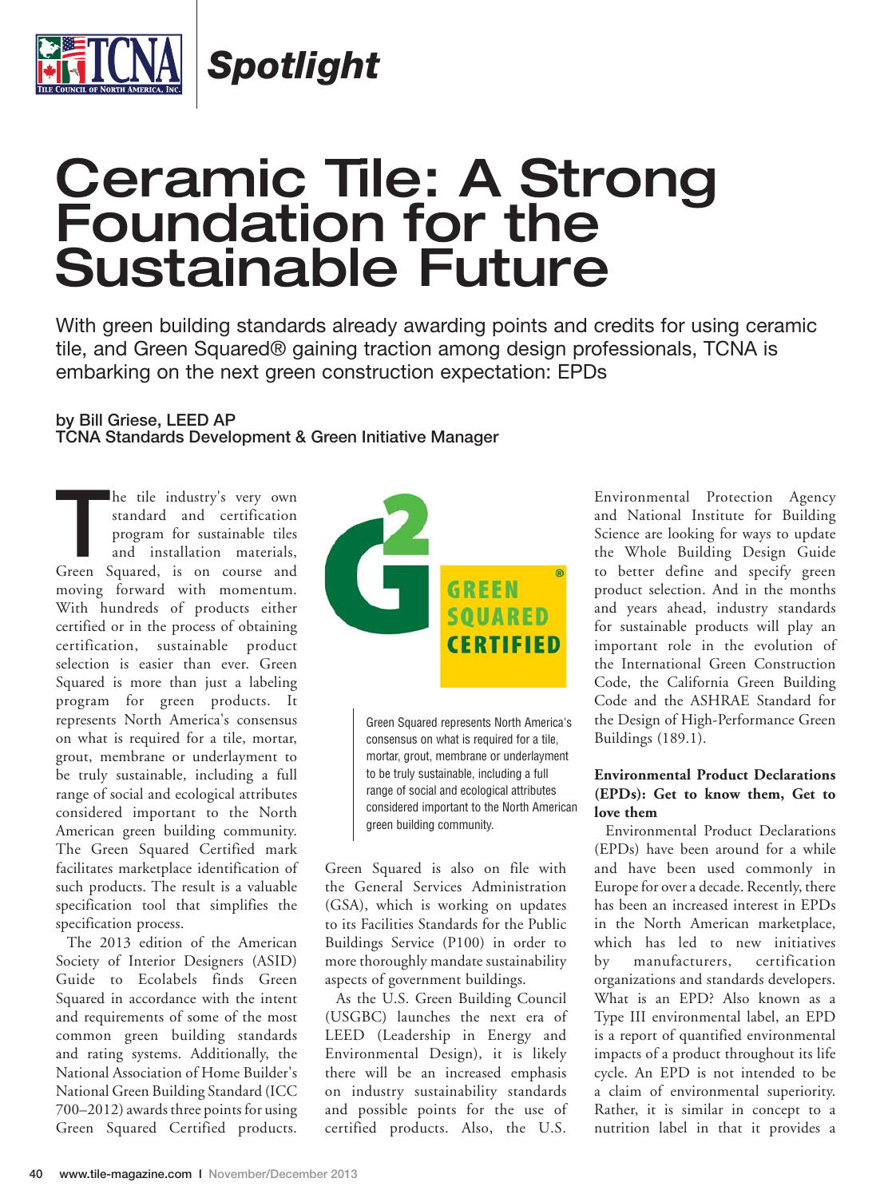# Ceramic Tile: A Strong Foundation for the Sustainable Future

With green building standards already awarding points and credits for using ceramic tile, and Green Squared® gaining traction among design professionals, TCNA is embarking on the next green construction expectation: EPDs

**by Bill Griese, LEED AP**
**TCNA Standards Development & Green Initiative Manager**

The tile industry's very own standard and certification program for sustainable tiles and installation materials, Green Squared, is on course and moving forward with momentum. With hundreds of products either certified or in the process of obtaining certification, sustainable product selection is easier than ever. Green Squared is more than just a labeling program for green products. It represents North America's consensus on what is required for a tile, mortar, grout, membrane or underlayment to be truly sustainable, including a full range of social and ecological attributes considered important to the North American green building community. The Green Squared Certified mark facilitates marketplace identification of such products. The result is a valuable specification tool that simplifies the specification process.

The 2013 edition of the American Society of Interior Designers (ASID) Guide to Ecolabels finds Green Squared in accordance with the intent and requirements of some of the most common green building standards and rating systems. Additionally, the National Association of Home Builder's National Green Building Standard (ICC 700–2012) awards three points for using Green Squared Certified products.

Green Squared represents North America's consensus on what is required for a tile, mortar, grout, membrane or underlayment to be truly sustainable, including a full range of social and ecological attributes considered important to the North American green building community.

Green Squared is also on file with the General Services Administration (GSA), which is working on updates to its Facilities Standards for the Public Buildings Service (P100) in order to more thoroughly mandate sustainability aspects of government buildings.

As the U.S. Green Building Council (USGBC) launches the next era of LEED (Leadership in Energy and Environmental Design), it is likely there will be an increased emphasis on industry sustainability standards and possible points for the use of certified products. Also, the U.S. Environmental Protection Agency and National Institute for Building Science are looking for ways to update the Whole Building Design Guide to better define and specify green product selection. And in the months and years ahead, industry standards for sustainable products will play an important role in the evolution of the International Green Construction Code, the California Green Building Code and the ASHRAE Standard for the Design of High-Performance Green Buildings (189.1).

**Environmental Product Declarations (EPDs): Get to know them, Get to love them**

Environmental Product Declarations (EPDs) have been around for a while and have been used commonly in Europe for over a decade. Recently, there has been an increased interest in EPDs in the North American marketplace, which has led to new initiatives by manufacturers, certification organizations and standards developers. What is an EPD? Also known as a Type III environmental label, an EPD is a report of quantified environmental impacts of a product throughout its life cycle. An EPD is not intended to be a claim of environmental superiority. Rather, it is similar in concept to a nutrition label in that it provides a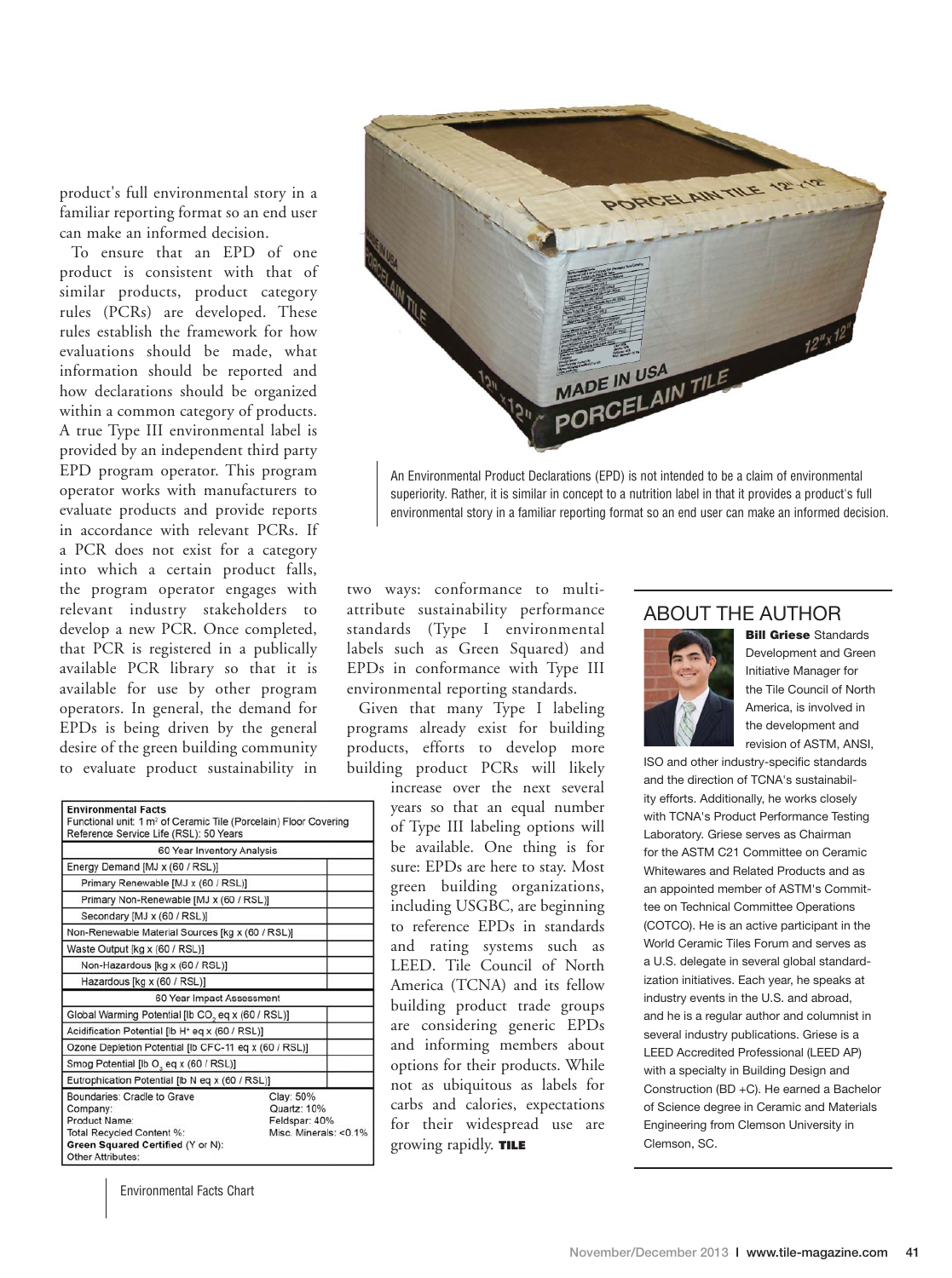product's full environmental story in a familiar reporting format so an end user can make an informed decision.

To ensure that an EPD of one product is consistent with that of similar products, product category rules (PCRs) are developed. These rules establish the framework for how evaluations should be made, what information should be reported and how declarations should be organized within a common category of products. A true Type III environmental label is provided by an independent third party EPD program operator. This program operator works with manufacturers to evaluate products and provide reports in accordance with relevant PCRs. If a PCR does not exist for a category into which a certain product falls, the program operator engages with relevant industry stakeholders to develop a new PCR. Once completed, that PCR is registered in a publically available PCR library so that it is available for use by other program operators. In general, the demand for EPDs is being driven by the general desire of the green building community to evaluate product sustainability in two ways: conformance to multi-attribute sustainability performance standards (Type I environmental labels such as Green Squared) and EPDs in conformance with Type III environmental reporting standards.

Given that many Type I labeling programs already exist for building products, efforts to develop more building product PCRs will likely increase over the next several years so that an equal number of Type III labeling options will be available. One thing is for sure: EPDs are here to stay. Most green building organizations, including USGBC, are beginning to reference EPDs in standards and rating systems such as LEED. Tile Council of North America (TCNA) and its fellow building product trade groups are considering generic EPDs and informing members about options for their products. While not as ubiquitous as labels for carbs and calories, expectations for their widespread use are growing rapidly. **TILE**

| **Environmental Facts**<br>Functional unit: 1 m² of Ceramic Tile (Porcelain) Floor Covering<br>Reference Service Life (RSL): 50 Years | |
|---|---|
| 60 Year Inventory Analysis | |
| Energy Demand [MJ x (60 / RSL)] | |
| Primary Renewable [MJ x (60 / RSL)] | |
| Primary Non-Renewable [MJ x (60 / RSL)] | |
| Secondary [MJ x (60 / RSL)] | |
| Non-Renewable Material Sources [kg x (60 / RSL)] | |
| Waste Output [kg x (60 / RSL)] | |
| Non-Hazardous [kg x (60 / RSL)] | |
| Hazardous [kg x (60 / RSL)] | |
| 60 Year Impact Assessment | |
| Global Warming Potential [lb $CO_2$ eq x (60 / RSL)] | |
| Acidification Potential [lb $H^+$ eq x (60 / RSL)] | |
| Ozone Depletion Potential [lb CFC-11 eq x (60 / RSL)] | |
| Smog Potential [lb $O_3$ eq x (60 / RSL)] | |
| Eutrophication Potential [lb N eq x (60 / RSL)] | |
| Boundaries: Cradle to Grave<br>Company:<br>Product Name:<br>Total Recycled Content %:<br>**Green Squared Certified** (Y or N):<br>Other Attributes: | Clay: 50%<br>Quartz: 10%<br>Feldspar: 40%<br>Misc. Minerals: <0.1% |

Environmental Facts Chart

An Environmental Product Declarations (EPD) is not intended to be a claim of environmental superiority. Rather, it is similar in concept to a nutrition label in that it provides a product's full environmental story in a familiar reporting format so an end user can make an informed decision.

## ABOUT THE AUTHOR

**Bill Griese** Standards Development and Green Initiative Manager for the Tile Council of North America, is involved in the development and revision of ASTM, ANSI, ISO and other industry-specific standards and the direction of TCNA's sustainability efforts. Additionally, he works closely with TCNA's Product Performance Testing Laboratory. Griese serves as Chairman for the ASTM C21 Committee on Ceramic Whitewares and Related Products and as an appointed member of ASTM's Committee on Technical Committee Operations (COTCO). He is an active participant in the World Ceramic Tiles Forum and serves as a U.S. delegate in several global standardization initiatives. Each year, he speaks at industry events in the U.S. and abroad, and he is a regular author and columnist in several industry publications. Griese is a LEED Accredited Professional (LEED AP) with a specialty in Building Design and Construction (BD +C). He earned a Bachelor of Science degree in Ceramic and Materials Engineering from Clemson University in Clemson, SC.